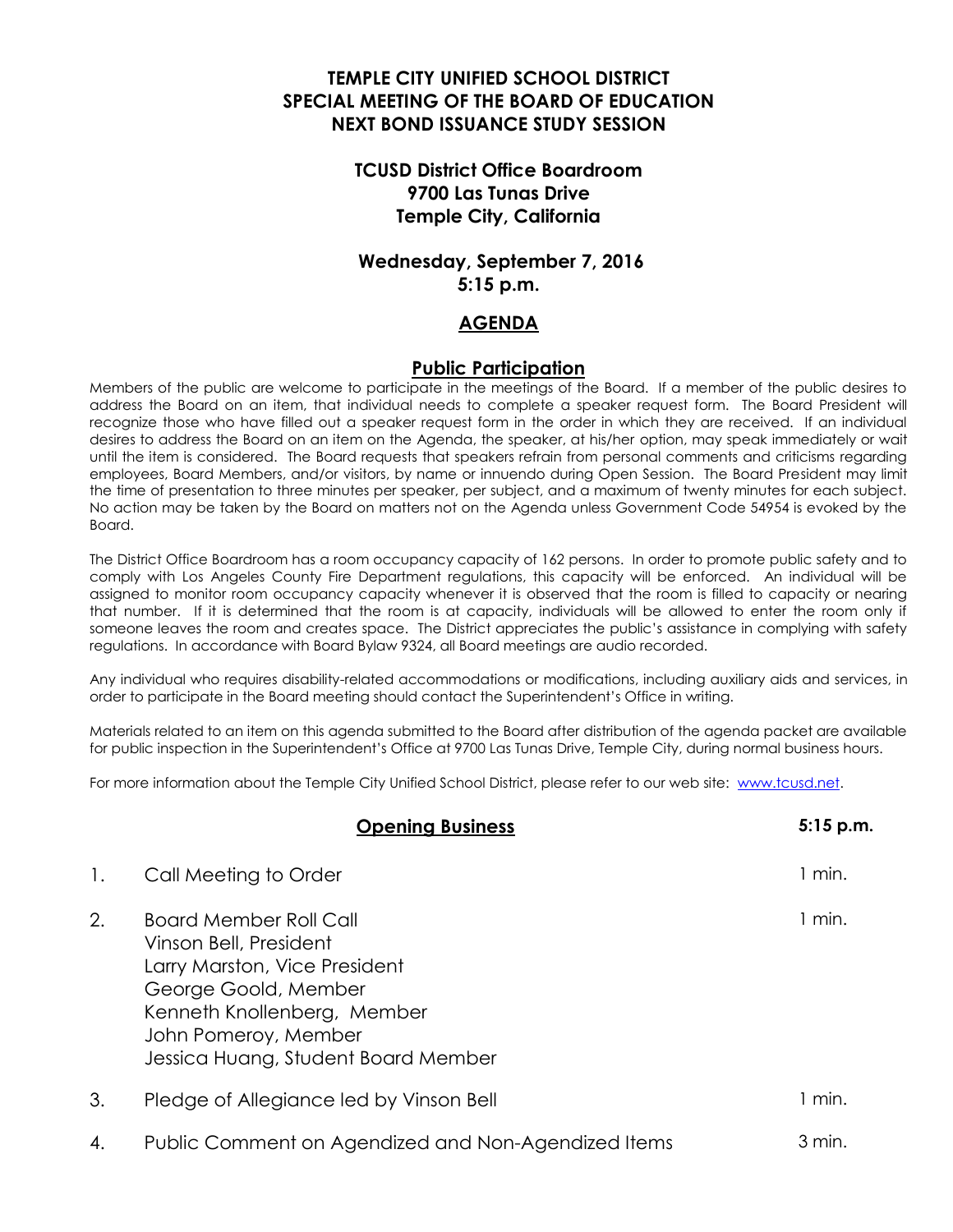# TEMPLE CITY UNIFIED SCHOOL DISTRICT
# SPECIAL MEETING OF THE BOARD OF EDUCATION
# NEXT BOND ISSUANCE STUDY SESSION

**TCUSD District Office Boardroom**
**9700 Las Tunas Drive**
**Temple City, California**

**Wednesday, September 7, 2016**
**5:15 p.m.**

## AGENDA

### Public Participation

Members of the public are welcome to participate in the meetings of the Board. If a member of the public desires to address the Board on an item, that individual needs to complete a speaker request form. The Board President will recognize those who have filled out a speaker request form in the order in which they are received. If an individual desires to address the Board on an item on the Agenda, the speaker, at his/her option, may speak immediately or wait until the item is considered. The Board requests that speakers refrain from personal comments and criticisms regarding employees, Board Members, and/or visitors, by name or innuendo during Open Session. The Board President may limit the time of presentation to three minutes per speaker, per subject, and a maximum of twenty minutes for each subject. No action may be taken by the Board on matters not on the Agenda unless Government Code 54954 is evoked by the Board.

The District Office Boardroom has a room occupancy capacity of 162 persons. In order to promote public safety and to comply with Los Angeles County Fire Department regulations, this capacity will be enforced. An individual will be assigned to monitor room occupancy capacity whenever it is observed that the room is filled to capacity or nearing that number. If it is determined that the room is at capacity, individuals will be allowed to enter the room only if someone leaves the room and creates space. The District appreciates the public's assistance in complying with safety regulations. In accordance with Board Bylaw 9324, all Board meetings are audio recorded.

Any individual who requires disability-related accommodations or modifications, including auxiliary aids and services, in order to participate in the Board meeting should contact the Superintendent's Office in writing.

Materials related to an item on this agenda submitted to the Board after distribution of the agenda packet are available for public inspection in the Superintendent's Office at 9700 Las Tunas Drive, Temple City, during normal business hours.

For more information about the Temple City Unified School District, please refer to our web site: www.tcusd.net.

### Opening Business — 5:15 p.m.

1. Call Meeting to Order — 1 min.

2. Board Member Roll Call — 1 min.
   Vinson Bell, President
   Larry Marston, Vice President
   George Goold, Member
   Kenneth Knollenberg, Member
   John Pomeroy, Member
   Jessica Huang, Student Board Member

3. Pledge of Allegiance led by Vinson Bell — 1 min.

4. Public Comment on Agendized and Non-Agendized Items — 3 min.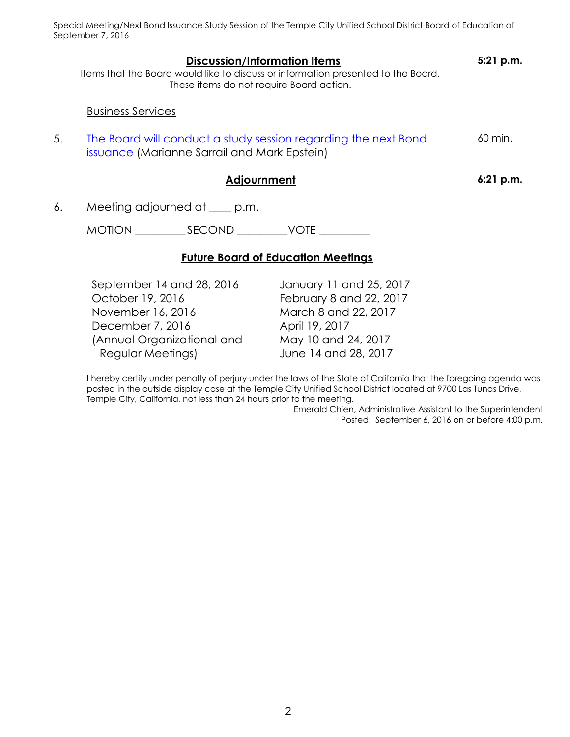## Discussion/Information Items **5:21 p.m.**

Items that the Board would like to discuss or information presented to the Board. These items do not require Board action.

Business Services

5. The Board will conduct a study session regarding the next Bond issuance (Marianne Sarrail and Mark Epstein) 60 min.

## Adjournment **6:21 p.m.**

6. Meeting adjourned at ____ p.m.

   MOTION _________ SECOND _________ VOTE _________

## Future Board of Education Meetings

| | |
|---|---|
| September 14 and 28, 2016 | January 11 and 25, 2017 |
| October 19, 2016 | February 8 and 22, 2017 |
| November 16, 2016 | March 8 and 22, 2017 |
| December 7, 2016 | April 19, 2017 |
| (Annual Organizational and | May 10 and 24, 2017 |
| Regular Meetings) | June 14 and 28, 2017 |

I hereby certify under penalty of perjury under the laws of the State of California that the foregoing agenda was posted in the outside display case at the Temple City Unified School District located at 9700 Las Tunas Drive, Temple City, California, not less than 24 hours prior to the meeting.

Emerald Chien, Administrative Assistant to the Superintendent
Posted: September 6, 2016 on or before 4:00 p.m.